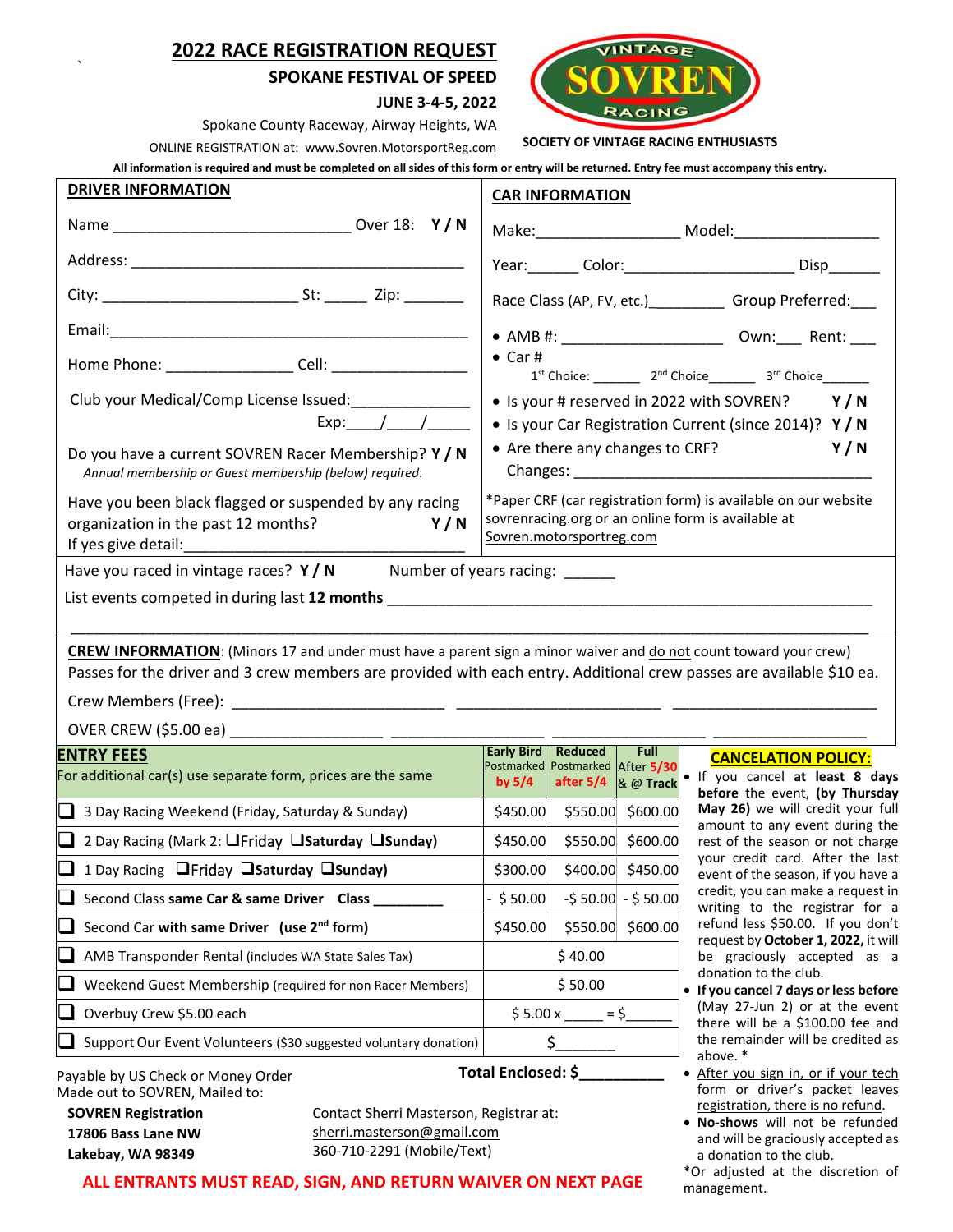# 2022 RACE REGISTRATION REQUEST

**SPOKANE FESTIVAL OF SPEED**

**JUNE 3-4-5, 2022**

Spokane County Raceway, Airway Heights, WA

ONLINE REGISTRATION at: www.Sovren.MotorsportReg.com

VINTAGE SOVREN RACING

**SOCIETY OF VINTAGE RACING ENTHUSIASTS**

**All information is required and must be completed on all sides of this form or entry will be returned. Entry fee must accompany this entry.**

## DRIVER INFORMATION

Name ____________________________ Over 18: **Y / N**

Address: ________________________________________

City: _______________________ St: _____ Zip: _______

Email:__________________________________________

Home Phone: _______________ Cell: ________________

Club your Medical/Comp License Issued:_____________

Exp:____/____/_____

Do you have a current SOVREN Racer Membership? **Y / N**

*Annual membership or Guest membership (below) required.*

Have you been black flagged or suspended by any racing organization in the past 12 months? **Y / N**

If yes give detail:_________________________________

## CAR INFORMATION

Make:_________________ Model:_________________

Year:______ Color:____________________ Disp______

Race Class (AP, FV, etc.)_________ Group Preferred:___

- AMB #: __________________ Own:___ Rent: ___
- Car #
  1st Choice: ______ 2nd Choice______ 3rd Choice______
- Is your # reserved in 2022 with SOVREN? **Y / N**
- Is your Car Registration Current (since 2014)? **Y / N**
- Are there any changes to CRF? **Y / N**
  Changes: ___________________________________

*Paper CRF (car registration form) is available on our website sovrenracing.org or an online form is available at Sovren.motorsportreg.com

Have you raced in vintage races? **Y / N** Number of years racing: ______

List events competed in during last **12 months** ___________________________________________________________

_____________________________________________________________________________________________

**CREW INFORMATION**: (Minors 17 and under must have a parent sign a minor waiver and do not count toward your crew)
Passes for the driver and 3 crew members are provided with each entry. Additional crew passes are available $10 ea.

Crew Members (Free): ________________________ ________________________ ________________________

OVER CREW ($5.00 ea) _________________ _________________ _________________ _________________

## ENTRY FEES

| For additional car(s) use separate form, prices are the same | Early Bird Postmarked by 5/4 | Reduced Postmarked after 5/4 | Full After 5/30 & @ Track |
|---|---|---|---|
| ❑ 3 Day Racing Weekend (Friday, Saturday & Sunday) | $450.00 | $550.00 | $600.00 |
| ❑ 2 Day Racing (Mark 2: ❑Friday ❑Saturday ❑Sunday) | $450.00 | $550.00 | $600.00 |
| ❑ 1 Day Racing ❑Friday ❑Saturday ❑Sunday) | $300.00 | $400.00 | $450.00 |
| ❑ Second Class same Car & same Driver Class ________ | - $ 50.00 | -$ 50.00 | - $ 50.00 |
| ❑ Second Car with same Driver (use 2nd form) | $450.00 | $550.00 | $600.00 |
| ❑ AMB Transponder Rental (includes WA State Sales Tax) | $ 40.00 | | |
| ❑ Weekend Guest Membership (required for non Racer Members) | $ 50.00 | | |
| ❑ Overbuy Crew $5.00 each | $ 5.00 x _____ = $______ | | |
| ❑ Support Our Event Volunteers ($30 suggested voluntary donation) | $_______ | | |

**Total Enclosed: $__________**

Payable by US Check or Money Order
Made out to SOVREN, Mailed to:

**SOVREN Registration**
**17806 Bass Lane NW**
**Lakebay, WA 98349**

Contact Sherri Masterson, Registrar at:
sherri.masterson@gmail.com
360-710-2291 (Mobile/Text)

## CANCELATION POLICY:

- If you cancel **at least 8 days before** the event, **(by Thursday May 26)** we will credit your full amount to any event during the rest of the season or not charge your credit card. After the last event of the season, if you have a credit, you can make a request in writing to the registrar for a refund less $50.00. If you don't request by **October 1, 2022,** it will be graciously accepted as a donation to the club.
- **If you cancel 7 days or less before** (May 27-Jun 2) or at the event there will be a $100.00 fee and the remainder will be credited as above. *
- After you sign in, or if your tech form or driver's packet leaves registration, there is no refund.
- **No-shows** will not be refunded and will be graciously accepted as a donation to the club.

*Or adjusted at the discretion of management.

**ALL ENTRANTS MUST READ, SIGN, AND RETURN WAIVER ON NEXT PAGE**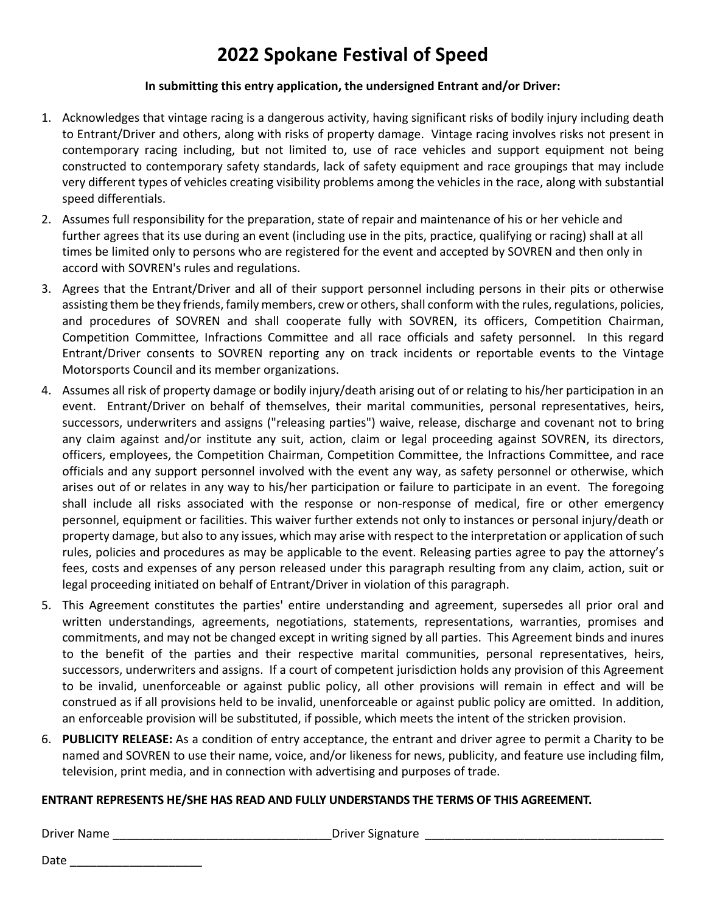# 2022 Spokane Festival of Speed

**In submitting this entry application, the undersigned Entrant and/or Driver:**

1. Acknowledges that vintage racing is a dangerous activity, having significant risks of bodily injury including death to Entrant/Driver and others, along with risks of property damage. Vintage racing involves risks not present in contemporary racing including, but not limited to, use of race vehicles and support equipment not being constructed to contemporary safety standards, lack of safety equipment and race groupings that may include very different types of vehicles creating visibility problems among the vehicles in the race, along with substantial speed differentials.
2. Assumes full responsibility for the preparation, state of repair and maintenance of his or her vehicle and further agrees that its use during an event (including use in the pits, practice, qualifying or racing) shall at all times be limited only to persons who are registered for the event and accepted by SOVREN and then only in accord with SOVREN's rules and regulations.
3. Agrees that the Entrant/Driver and all of their support personnel including persons in their pits or otherwise assisting them be they friends, family members, crew or others, shall conform with the rules, regulations, policies, and procedures of SOVREN and shall cooperate fully with SOVREN, its officers, Competition Chairman, Competition Committee, Infractions Committee and all race officials and safety personnel. In this regard Entrant/Driver consents to SOVREN reporting any on track incidents or reportable events to the Vintage Motorsports Council and its member organizations.
4. Assumes all risk of property damage or bodily injury/death arising out of or relating to his/her participation in an event. Entrant/Driver on behalf of themselves, their marital communities, personal representatives, heirs, successors, underwriters and assigns ("releasing parties") waive, release, discharge and covenant not to bring any claim against and/or institute any suit, action, claim or legal proceeding against SOVREN, its directors, officers, employees, the Competition Chairman, Competition Committee, the Infractions Committee, and race officials and any support personnel involved with the event any way, as safety personnel or otherwise, which arises out of or relates in any way to his/her participation or failure to participate in an event. The foregoing shall include all risks associated with the response or non-response of medical, fire or other emergency personnel, equipment or facilities. This waiver further extends not only to instances or personal injury/death or property damage, but also to any issues, which may arise with respect to the interpretation or application of such rules, policies and procedures as may be applicable to the event. Releasing parties agree to pay the attorney's fees, costs and expenses of any person released under this paragraph resulting from any claim, action, suit or legal proceeding initiated on behalf of Entrant/Driver in violation of this paragraph.
5. This Agreement constitutes the parties' entire understanding and agreement, supersedes all prior oral and written understandings, agreements, negotiations, statements, representations, warranties, promises and commitments, and may not be changed except in writing signed by all parties. This Agreement binds and inures to the benefit of the parties and their respective marital communities, personal representatives, heirs, successors, underwriters and assigns. If a court of competent jurisdiction holds any provision of this Agreement to be invalid, unenforceable or against public policy, all other provisions will remain in effect and will be construed as if all provisions held to be invalid, unenforceable or against public policy are omitted. In addition, an enforceable provision will be substituted, if possible, which meets the intent of the stricken provision.
6. **PUBLICITY RELEASE:** As a condition of entry acceptance, the entrant and driver agree to permit a Charity to be named and SOVREN to use their name, voice, and/or likeness for news, publicity, and feature use including film, television, print media, and in connection with advertising and purposes of trade.

**ENTRANT REPRESENTS HE/SHE HAS READ AND FULLY UNDERSTANDS THE TERMS OF THIS AGREEMENT.**

Driver Name \_\_\_\_\_\_\_\_\_\_\_\_\_\_\_\_\_\_\_\_\_\_\_\_\_\_\_\_\_\_\_\_\_\_ Driver Signature \_\_\_\_\_\_\_\_\_\_\_\_\_\_\_\_\_\_\_\_\_\_\_\_\_\_\_\_\_\_\_\_\_\_\_\_\_\_

Date \_\_\_\_\_\_\_\_\_\_\_\_\_\_\_\_\_\_\_\_